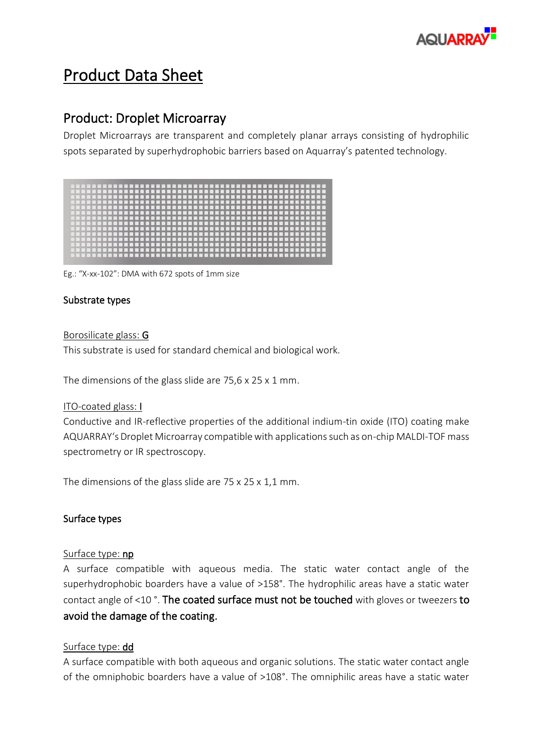# Product Data Sheet

## Product: Droplet Microarray

Droplet Microarrays are transparent and completely planar arrays consisting of hydrophilic spots separated by superhydrophobic barriers based on Aquarray's patented technology.

Eg.: "X-xx-102": DMA with 672 spots of 1mm size

### Substrate types

Borosilicate glass: **G**

This substrate is used for standard chemical and biological work.

The dimensions of the glass slide are 75,6 x 25 x 1 mm.

ITO-coated glass: **I**

Conductive and IR-reflective properties of the additional indium-tin oxide (ITO) coating make AQUARRAY's Droplet Microarray compatible with applications such as on-chip MALDI-TOF mass spectrometry or IR spectroscopy.

The dimensions of the glass slide are 75 x 25 x 1,1 mm.

### Surface types

Surface type: **np**

A surface compatible with aqueous media. The static water contact angle of the superhydrophobic boarders have a value of >158°. The hydrophilic areas have a static water contact angle of <10 °. **The coated surface must not be touched** with gloves or tweezers **to avoid the damage of the coating.**

Surface type: **dd**

A surface compatible with both aqueous and organic solutions. The static water contact angle of the omniphobic boarders have a value of >108°. The omniphilic areas have a static water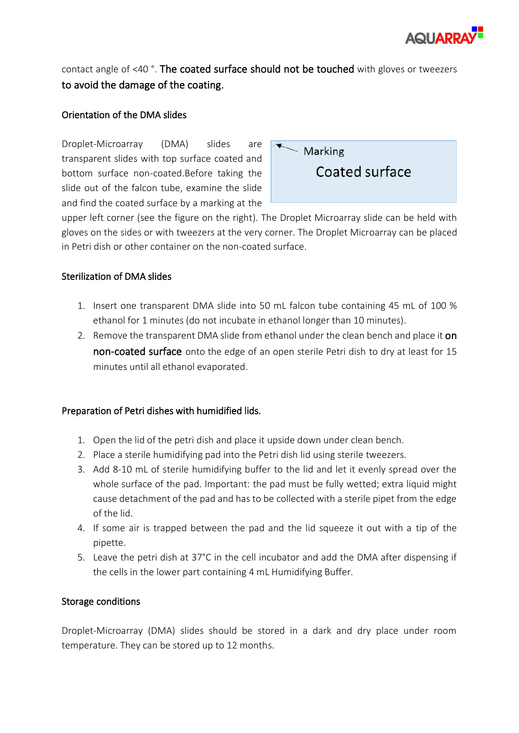contact angle of <40 °. **The coated surface should not be touched** with gloves or tweezers **to avoid the damage of the coating.**

## Orientation of the DMA slides

Droplet-Microarray (DMA) slides are transparent slides with top surface coated and bottom surface non-coated.Before taking the slide out of the falcon tube, examine the slide and find the coated surface by a marking at the upper left corner (see the figure on the right). The Droplet Microarray slide can be held with gloves on the sides or with tweezers at the very corner. The Droplet Microarray can be placed in Petri dish or other container on the non-coated surface.

Marking

Coated surface

## Sterilization of DMA slides

1. Insert one transparent DMA slide into 50 mL falcon tube containing 45 mL of 100 % ethanol for 1 minutes (do not incubate in ethanol longer than 10 minutes).
2. Remove the transparent DMA slide from ethanol under the clean bench and place it **on non-coated surface** onto the edge of an open sterile Petri dish to dry at least for 15 minutes until all ethanol evaporated.

## Preparation of Petri dishes with humidified lids.

1. Open the lid of the petri dish and place it upside down under clean bench.
2. Place a sterile humidifying pad into the Petri dish lid using sterile tweezers.
3. Add 8-10 mL of sterile humidifying buffer to the lid and let it evenly spread over the whole surface of the pad. Important: the pad must be fully wetted; extra liquid might cause detachment of the pad and has to be collected with a sterile pipet from the edge of the lid.
4. If some air is trapped between the pad and the lid squeeze it out with a tip of the pipette.
5. Leave the petri dish at 37°C in the cell incubator and add the DMA after dispensing if the cells in the lower part containing 4 mL Humidifying Buffer.

## Storage conditions

Droplet-Microarray (DMA) slides should be stored in a dark and dry place under room temperature. They can be stored up to 12 months.